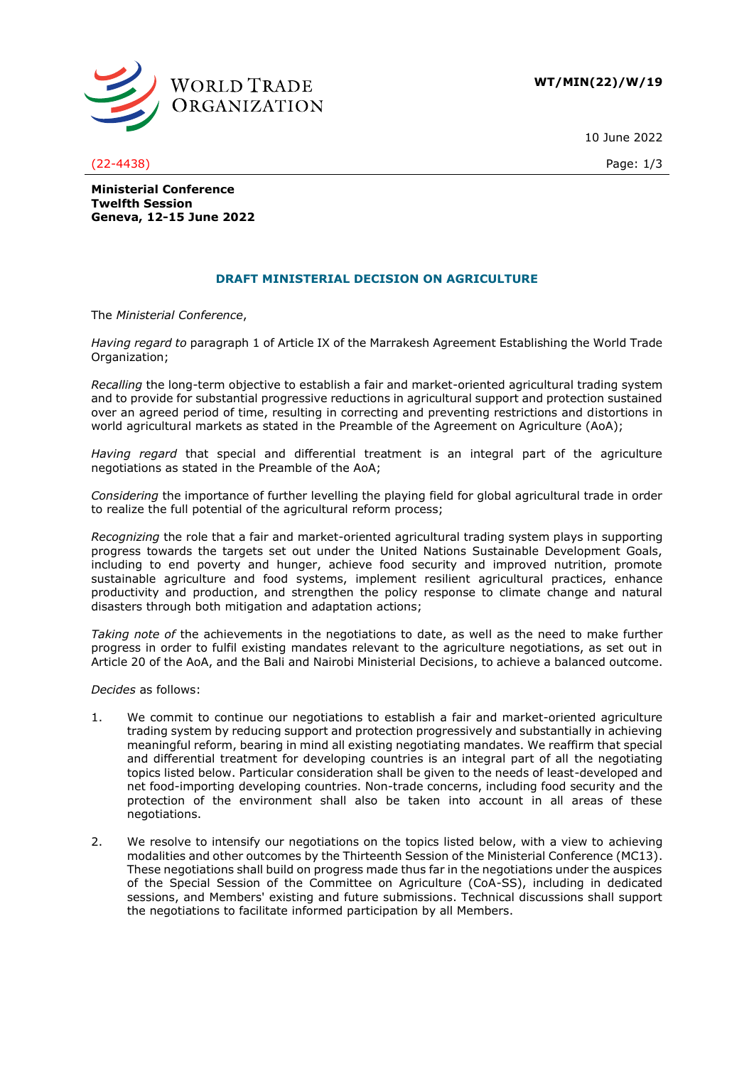**WT/MIN(22)/W/19**

10 June 2022

(22-4438)

**Ministerial Conference**
**Twelfth Session**
**Geneva, 12-15 June 2022**

## DRAFT MINISTERIAL DECISION ON AGRICULTURE

The *Ministerial Conference*,

*Having regard to* paragraph 1 of Article IX of the Marrakesh Agreement Establishing the World Trade Organization;

*Recalling* the long-term objective to establish a fair and market-oriented agricultural trading system and to provide for substantial progressive reductions in agricultural support and protection sustained over an agreed period of time, resulting in correcting and preventing restrictions and distortions in world agricultural markets as stated in the Preamble of the Agreement on Agriculture (AoA);

*Having regard* that special and differential treatment is an integral part of the agriculture negotiations as stated in the Preamble of the AoA;

*Considering* the importance of further levelling the playing field for global agricultural trade in order to realize the full potential of the agricultural reform process;

*Recognizing* the role that a fair and market-oriented agricultural trading system plays in supporting progress towards the targets set out under the United Nations Sustainable Development Goals, including to end poverty and hunger, achieve food security and improved nutrition, promote sustainable agriculture and food systems, implement resilient agricultural practices, enhance productivity and production, and strengthen the policy response to climate change and natural disasters through both mitigation and adaptation actions;

*Taking note of* the achievements in the negotiations to date, as well as the need to make further progress in order to fulfil existing mandates relevant to the agriculture negotiations, as set out in Article 20 of the AoA, and the Bali and Nairobi Ministerial Decisions, to achieve a balanced outcome.

*Decides* as follows:

1. We commit to continue our negotiations to establish a fair and market-oriented agriculture trading system by reducing support and protection progressively and substantially in achieving meaningful reform, bearing in mind all existing negotiating mandates. We reaffirm that special and differential treatment for developing countries is an integral part of all the negotiating topics listed below. Particular consideration shall be given to the needs of least-developed and net food-importing developing countries. Non-trade concerns, including food security and the protection of the environment shall also be taken into account in all areas of these negotiations.

2. We resolve to intensify our negotiations on the topics listed below, with a view to achieving modalities and other outcomes by the Thirteenth Session of the Ministerial Conference (MC13). These negotiations shall build on progress made thus far in the negotiations under the auspices of the Special Session of the Committee on Agriculture (CoA-SS), including in dedicated sessions, and Members' existing and future submissions. Technical discussions shall support the negotiations to facilitate informed participation by all Members.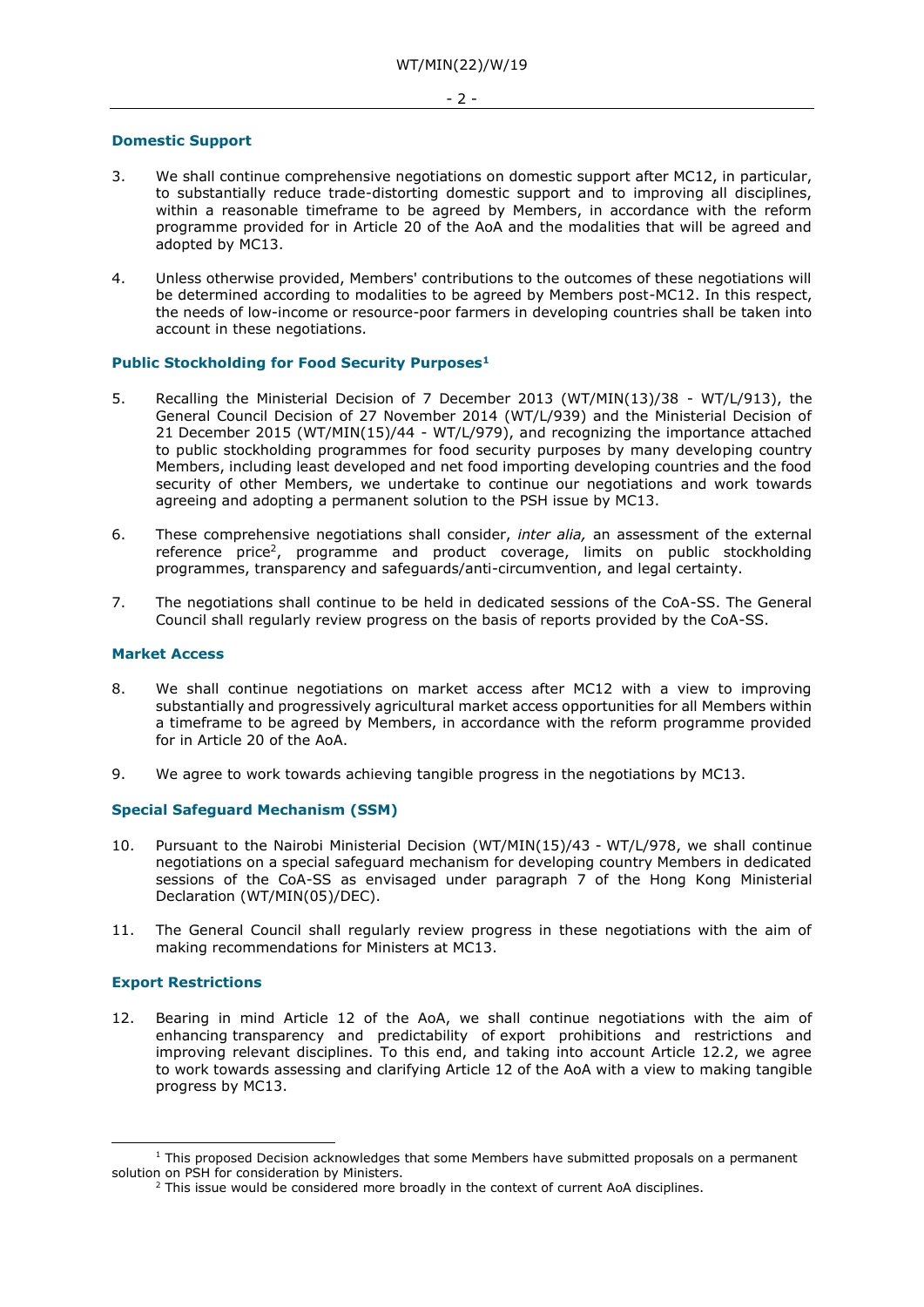### Domestic Support

3. We shall continue comprehensive negotiations on domestic support after MC12, in particular, to substantially reduce trade-distorting domestic support and to improving all disciplines, within a reasonable timeframe to be agreed by Members, in accordance with the reform programme provided for in Article 20 of the AoA and the modalities that will be agreed and adopted by MC13.

4. Unless otherwise provided, Members' contributions to the outcomes of these negotiations will be determined according to modalities to be agreed by Members post-MC12. In this respect, the needs of low-income or resource-poor farmers in developing countries shall be taken into account in these negotiations.

### Public Stockholding for Food Security Purposes[1]

5. Recalling the Ministerial Decision of 7 December 2013 (WT/MIN(13)/38 - WT/L/913), the General Council Decision of 27 November 2014 (WT/L/939) and the Ministerial Decision of 21 December 2015 (WT/MIN(15)/44 - WT/L/979), and recognizing the importance attached to public stockholding programmes for food security purposes by many developing country Members, including least developed and net food importing developing countries and the food security of other Members, we undertake to continue our negotiations and work towards agreeing and adopting a permanent solution to the PSH issue by MC13.

6. These comprehensive negotiations shall consider, *inter alia,* an assessment of the external reference price[2], programme and product coverage, limits on public stockholding programmes, transparency and safeguards/anti-circumvention, and legal certainty.

7. The negotiations shall continue to be held in dedicated sessions of the CoA-SS. The General Council shall regularly review progress on the basis of reports provided by the CoA-SS.

### Market Access

8. We shall continue negotiations on market access after MC12 with a view to improving substantially and progressively agricultural market access opportunities for all Members within a timeframe to be agreed by Members, in accordance with the reform programme provided for in Article 20 of the AoA.

9. We agree to work towards achieving tangible progress in the negotiations by MC13.

### Special Safeguard Mechanism (SSM)

10. Pursuant to the Nairobi Ministerial Decision (WT/MIN(15)/43 - WT/L/978, we shall continue negotiations on a special safeguard mechanism for developing country Members in dedicated sessions of the CoA-SS as envisaged under paragraph 7 of the Hong Kong Ministerial Declaration (WT/MIN(05)/DEC).

11. The General Council shall regularly review progress in these negotiations with the aim of making recommendations for Ministers at MC13.

### Export Restrictions

12. Bearing in mind Article 12 of the AoA, we shall continue negotiations with the aim of enhancing transparency and predictability of export prohibitions and restrictions and improving relevant disciplines. To this end, and taking into account Article 12.2, we agree to work towards assessing and clarifying Article 12 of the AoA with a view to making tangible progress by MC13.

---

[1] This proposed Decision acknowledges that some Members have submitted proposals on a permanent solution on PSH for consideration by Ministers.

[2] This issue would be considered more broadly in the context of current AoA disciplines.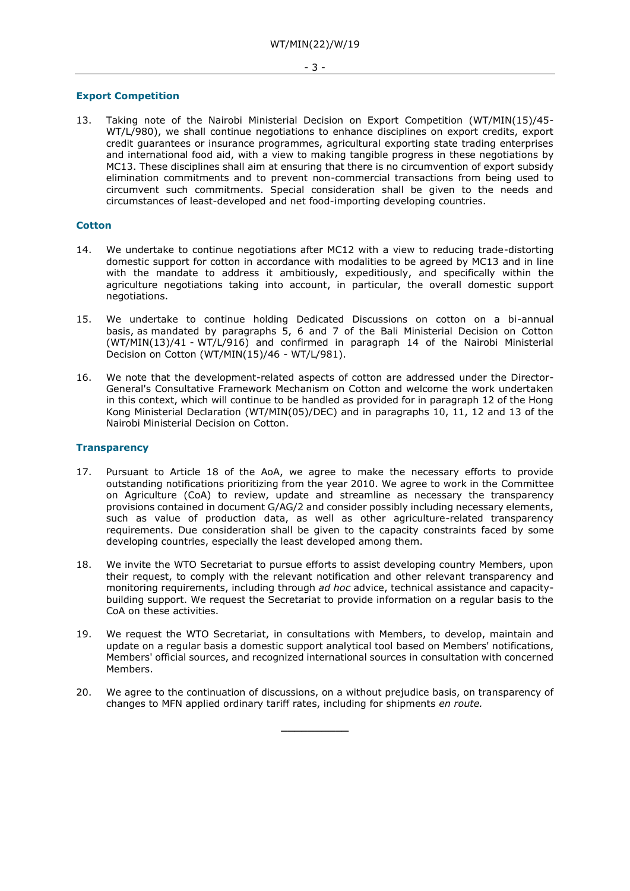### Export Competition

13. Taking note of the Nairobi Ministerial Decision on Export Competition (WT/MIN(15)/45-WT/L/980), we shall continue negotiations to enhance disciplines on export credits, export credit guarantees or insurance programmes, agricultural exporting state trading enterprises and international food aid, with a view to making tangible progress in these negotiations by MC13. These disciplines shall aim at ensuring that there is no circumvention of export subsidy elimination commitments and to prevent non-commercial transactions from being used to circumvent such commitments. Special consideration shall be given to the needs and circumstances of least-developed and net food-importing developing countries.

### Cotton

14. We undertake to continue negotiations after MC12 with a view to reducing trade-distorting domestic support for cotton in accordance with modalities to be agreed by MC13 and in line with the mandate to address it ambitiously, expeditiously, and specifically within the agriculture negotiations taking into account, in particular, the overall domestic support negotiations.

15. We undertake to continue holding Dedicated Discussions on cotton on a bi-annual basis, as mandated by paragraphs 5, 6 and 7 of the Bali Ministerial Decision on Cotton (WT/MIN(13)/41 - WT/L/916) and confirmed in paragraph 14 of the Nairobi Ministerial Decision on Cotton (WT/MIN(15)/46 - WT/L/981).

16. We note that the development-related aspects of cotton are addressed under the Director-General's Consultative Framework Mechanism on Cotton and welcome the work undertaken in this context, which will continue to be handled as provided for in paragraph 12 of the Hong Kong Ministerial Declaration (WT/MIN(05)/DEC) and in paragraphs 10, 11, 12 and 13 of the Nairobi Ministerial Decision on Cotton.

### Transparency

17. Pursuant to Article 18 of the AoA, we agree to make the necessary efforts to provide outstanding notifications prioritizing from the year 2010. We agree to work in the Committee on Agriculture (CoA) to review, update and streamline as necessary the transparency provisions contained in document G/AG/2 and consider possibly including necessary elements, such as value of production data, as well as other agriculture-related transparency requirements. Due consideration shall be given to the capacity constraints faced by some developing countries, especially the least developed among them.

18. We invite the WTO Secretariat to pursue efforts to assist developing country Members, upon their request, to comply with the relevant notification and other relevant transparency and monitoring requirements, including through *ad hoc* advice, technical assistance and capacity-building support. We request the Secretariat to provide information on a regular basis to the CoA on these activities.

19. We request the WTO Secretariat, in consultations with Members, to develop, maintain and update on a regular basis a domestic support analytical tool based on Members' notifications, Members' official sources, and recognized international sources in consultation with concerned Members.

20. We agree to the continuation of discussions, on a without prejudice basis, on transparency of changes to MFN applied ordinary tariff rates, including for shipments *en route.*

__________